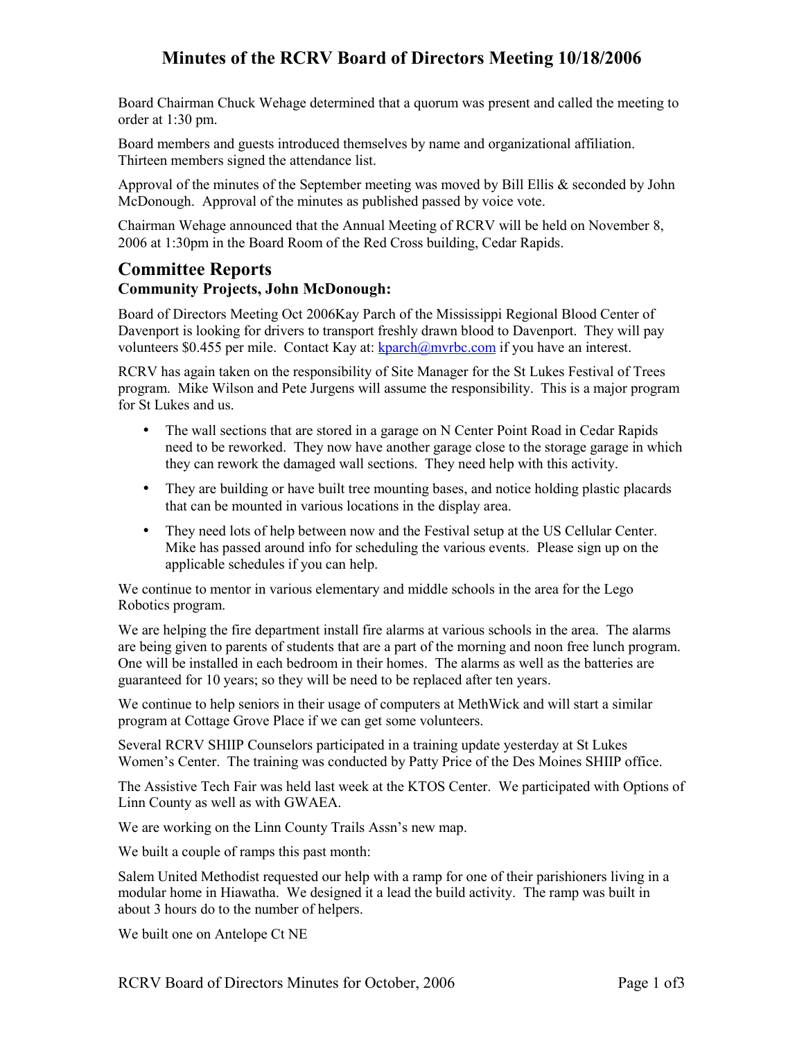# Minutes of the RCRV Board of Directors Meeting 10/18/2006

Board Chairman Chuck Wehage determined that a quorum was present and called the meeting to order at 1:30 pm.

Board members and guests introduced themselves by name and organizational affiliation. Thirteen members signed the attendance list.

Approval of the minutes of the September meeting was moved by Bill Ellis & seconded by John McDonough. Approval of the minutes as published passed by voice vote.

Chairman Wehage announced that the Annual Meeting of RCRV will be held on November 8, 2006 at 1:30pm in the Board Room of the Red Cross building, Cedar Rapids.

## Committee Reports

### Community Projects, John McDonough:

Board of Directors Meeting Oct 2006Kay Parch of the Mississippi Regional Blood Center of Davenport is looking for drivers to transport freshly drawn blood to Davenport. They will pay volunteers $0.455 per mile. Contact Kay at: kparch@mvrbc.com if you have an interest.

RCRV has again taken on the responsibility of Site Manager for the St Lukes Festival of Trees program. Mike Wilson and Pete Jurgens will assume the responsibility. This is a major program for St Lukes and us.

- The wall sections that are stored in a garage on N Center Point Road in Cedar Rapids need to be reworked. They now have another garage close to the storage garage in which they can rework the damaged wall sections. They need help with this activity.
- They are building or have built tree mounting bases, and notice holding plastic placards that can be mounted in various locations in the display area.
- They need lots of help between now and the Festival setup at the US Cellular Center. Mike has passed around info for scheduling the various events. Please sign up on the applicable schedules if you can help.

We continue to mentor in various elementary and middle schools in the area for the Lego Robotics program.

We are helping the fire department install fire alarms at various schools in the area. The alarms are being given to parents of students that are a part of the morning and noon free lunch program. One will be installed in each bedroom in their homes. The alarms as well as the batteries are guaranteed for 10 years; so they will be need to be replaced after ten years.

We continue to help seniors in their usage of computers at MethWick and will start a similar program at Cottage Grove Place if we can get some volunteers.

Several RCRV SHIIP Counselors participated in a training update yesterday at St Lukes Women's Center. The training was conducted by Patty Price of the Des Moines SHIIP office.

The Assistive Tech Fair was held last week at the KTOS Center. We participated with Options of Linn County as well as with GWAEA.

We are working on the Linn County Trails Assn's new map.

We built a couple of ramps this past month:

Salem United Methodist requested our help with a ramp for one of their parishioners living in a modular home in Hiawatha. We designed it a lead the build activity. The ramp was built in about 3 hours do to the number of helpers.

We built one on Antelope Ct NE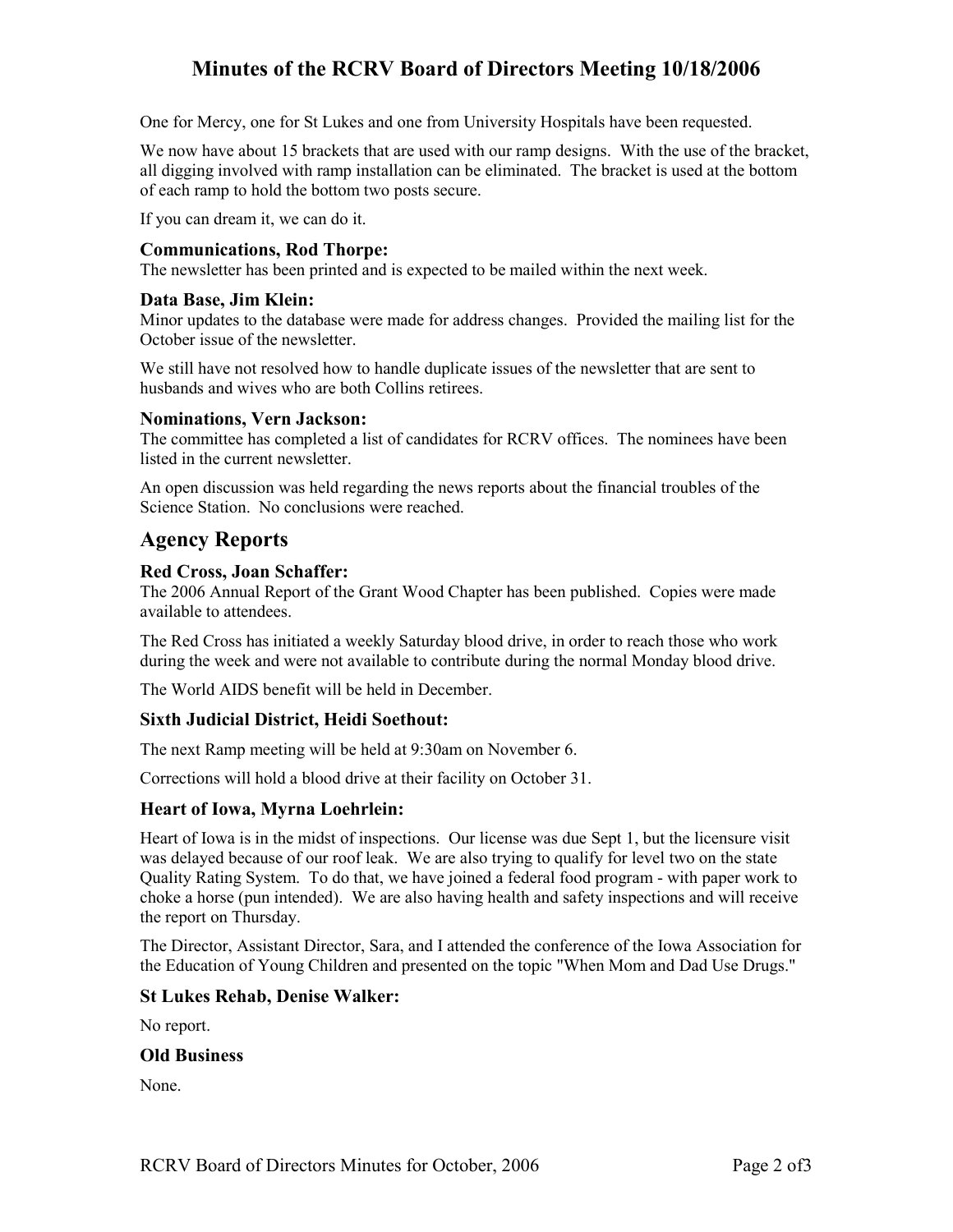One for Mercy, one for St Lukes and one from University Hospitals have been requested.

We now have about 15 brackets that are used with our ramp designs. With the use of the bracket, all digging involved with ramp installation can be eliminated. The bracket is used at the bottom of each ramp to hold the bottom two posts secure.

If you can dream it, we can do it.

### Communications, Rod Thorpe:

The newsletter has been printed and is expected to be mailed within the next week.

### Data Base, Jim Klein:

Minor updates to the database were made for address changes. Provided the mailing list for the October issue of the newsletter.

We still have not resolved how to handle duplicate issues of the newsletter that are sent to husbands and wives who are both Collins retirees.

### Nominations, Vern Jackson:

The committee has completed a list of candidates for RCRV offices. The nominees have been listed in the current newsletter.

An open discussion was held regarding the news reports about the financial troubles of the Science Station. No conclusions were reached.

## Agency Reports

### Red Cross, Joan Schaffer:

The 2006 Annual Report of the Grant Wood Chapter has been published. Copies were made available to attendees.

The Red Cross has initiated a weekly Saturday blood drive, in order to reach those who work during the week and were not available to contribute during the normal Monday blood drive.

The World AIDS benefit will be held in December.

### Sixth Judicial District, Heidi Soethout:

The next Ramp meeting will be held at 9:30am on November 6.

Corrections will hold a blood drive at their facility on October 31.

### Heart of Iowa, Myrna Loehrlein:

Heart of Iowa is in the midst of inspections. Our license was due Sept 1, but the licensure visit was delayed because of our roof leak. We are also trying to qualify for level two on the state Quality Rating System. To do that, we have joined a federal food program - with paper work to choke a horse (pun intended). We are also having health and safety inspections and will receive the report on Thursday.

The Director, Assistant Director, Sara, and I attended the conference of the Iowa Association for the Education of Young Children and presented on the topic "When Mom and Dad Use Drugs."

### St Lukes Rehab, Denise Walker:

No report.

### Old Business

None.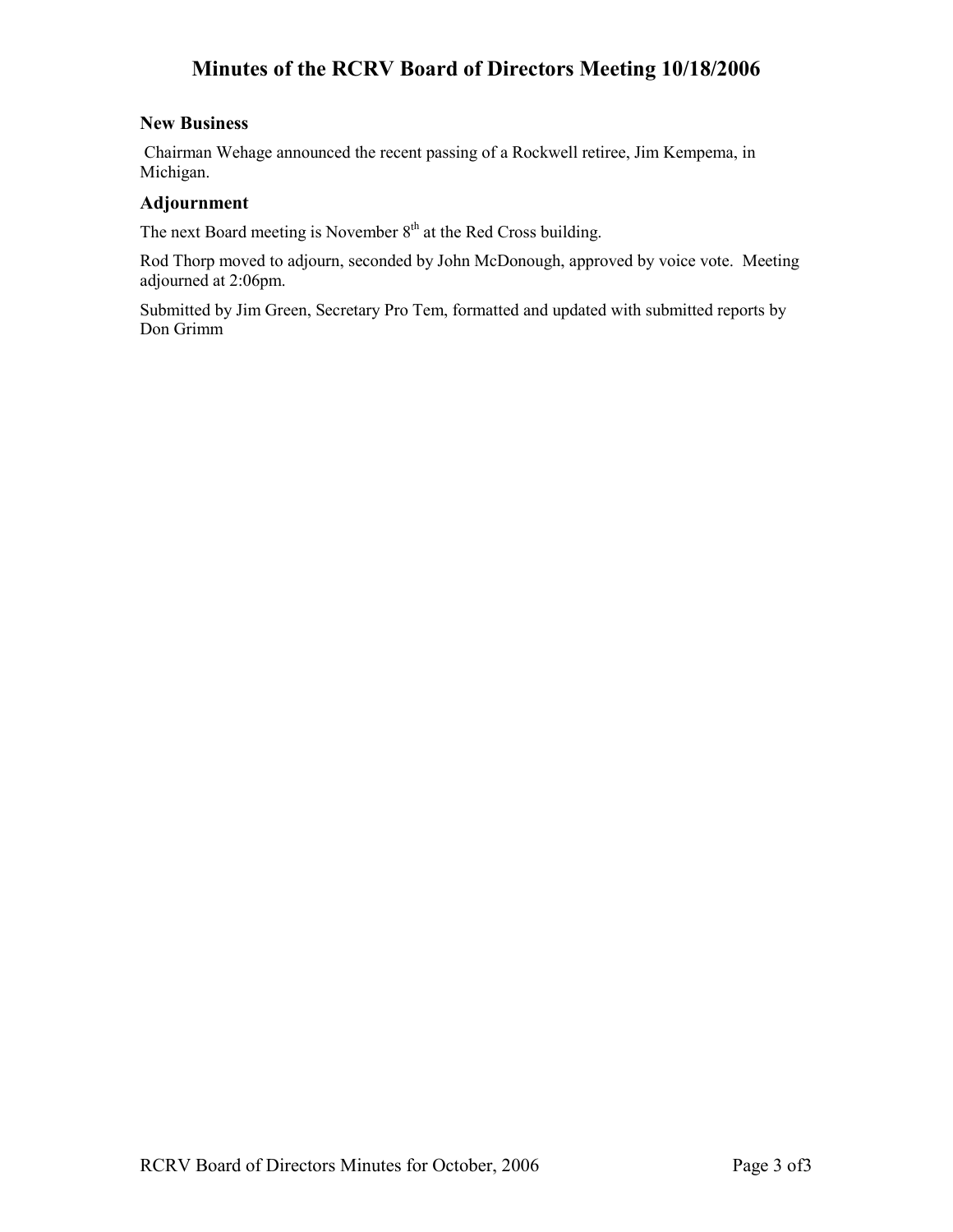## New Business

Chairman Wehage announced the recent passing of a Rockwell retiree, Jim Kempema, in Michigan.

## Adjournment

The next Board meeting is November 8th at the Red Cross building.

Rod Thorp moved to adjourn, seconded by John McDonough, approved by voice vote. Meeting adjourned at 2:06pm.

Submitted by Jim Green, Secretary Pro Tem, formatted and updated with submitted reports by Don Grimm